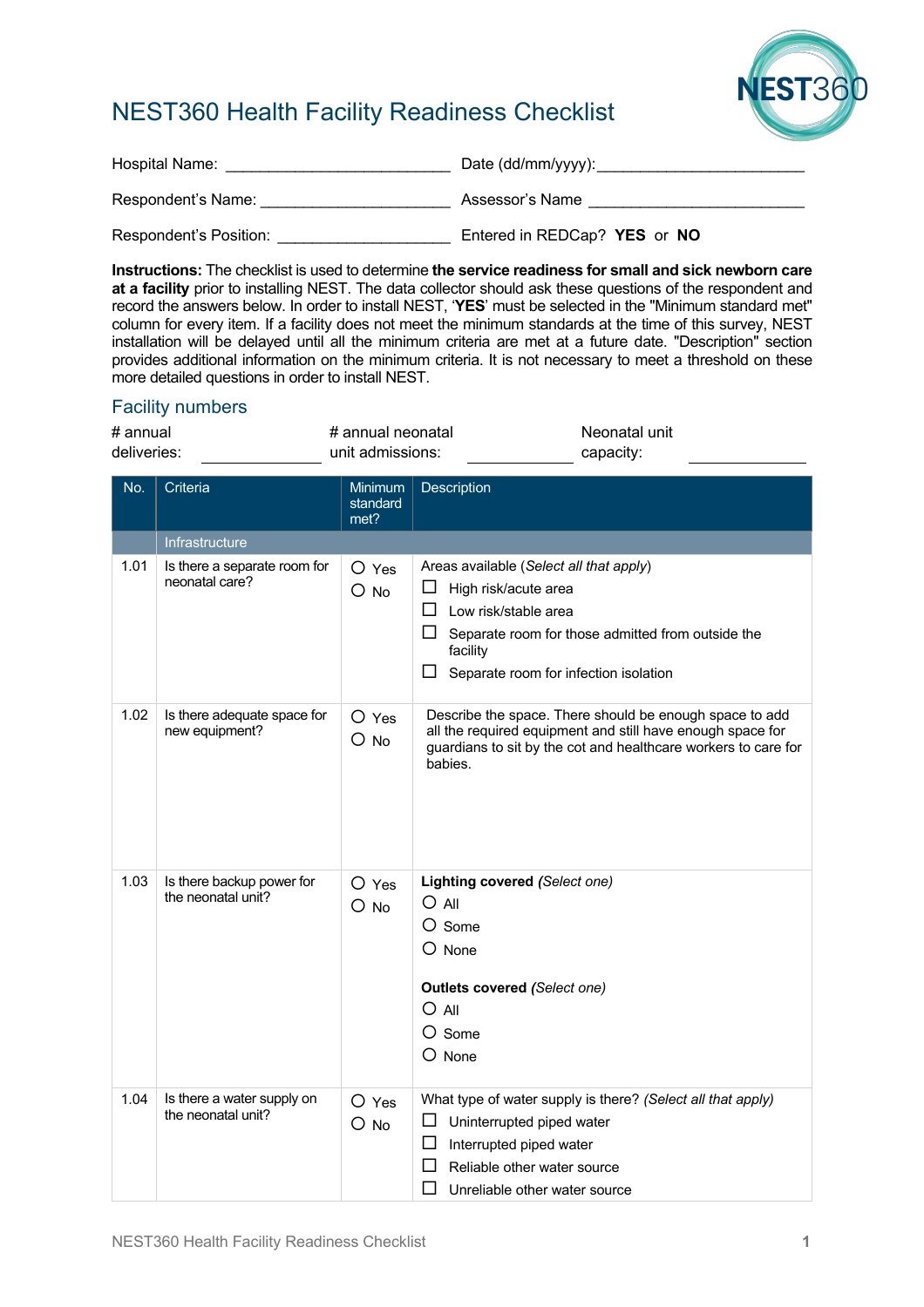# NEST360 Health Facility Readiness Checklist

Hospital Name: __________________________ Date (dd/mm/yyyy):________________________

Respondent's Name: ______________________ Assessor's Name ________________________

Respondent's Position: ____________________ Entered in REDCap? **YES** or **NO**

**Instructions:** The checklist is used to determine **the service readiness for small and sick newborn care at a facility** prior to installing NEST. The data collector should ask these questions of the respondent and record the answers below. In order to install NEST, '**YES**' must be selected in the "Minimum standard met" column for every item. If a facility does not meet the minimum standards at the time of this survey, NEST installation will be delayed until all the minimum criteria are met at a future date. "Description" section provides additional information on the minimum criteria. It is not necessary to meet a threshold on these more detailed questions in order to install NEST.

## Facility numbers

# annual deliveries: ____________ # annual neonatal unit admissions: ____________ Neonatal unit capacity: ____________

| No. | Criteria | Minimum standard met? | Description |
|---|---|---|---|
| | Infrastructure | | |
| 1.01 | Is there a separate room for neonatal care? | ○ Yes<br>○ No | Areas available (*Select all that apply*)<br>☐ High risk/acute area<br>☐ Low risk/stable area<br>☐ Separate room for those admitted from outside the facility<br>☐ Separate room for infection isolation |
| 1.02 | Is there adequate space for new equipment? | ○ Yes<br>○ No | Describe the space. There should be enough space to add all the required equipment and still have enough space for guardians to sit by the cot and healthcare workers to care for babies. |
| 1.03 | Is there backup power for the neonatal unit? | ○ Yes<br>○ No | **Lighting covered** *(Select one)*<br>○ All<br>○ Some<br>○ None<br><br>**Outlets covered** *(Select one)*<br>○ All<br>○ Some<br>○ None |
| 1.04 | Is there a water supply on the neonatal unit? | ○ Yes<br>○ No | What type of water supply is there? *(Select all that apply)*<br>☐ Uninterrupted piped water<br>☐ Interrupted piped water<br>☐ Reliable other water source<br>☐ Unreliable other water source |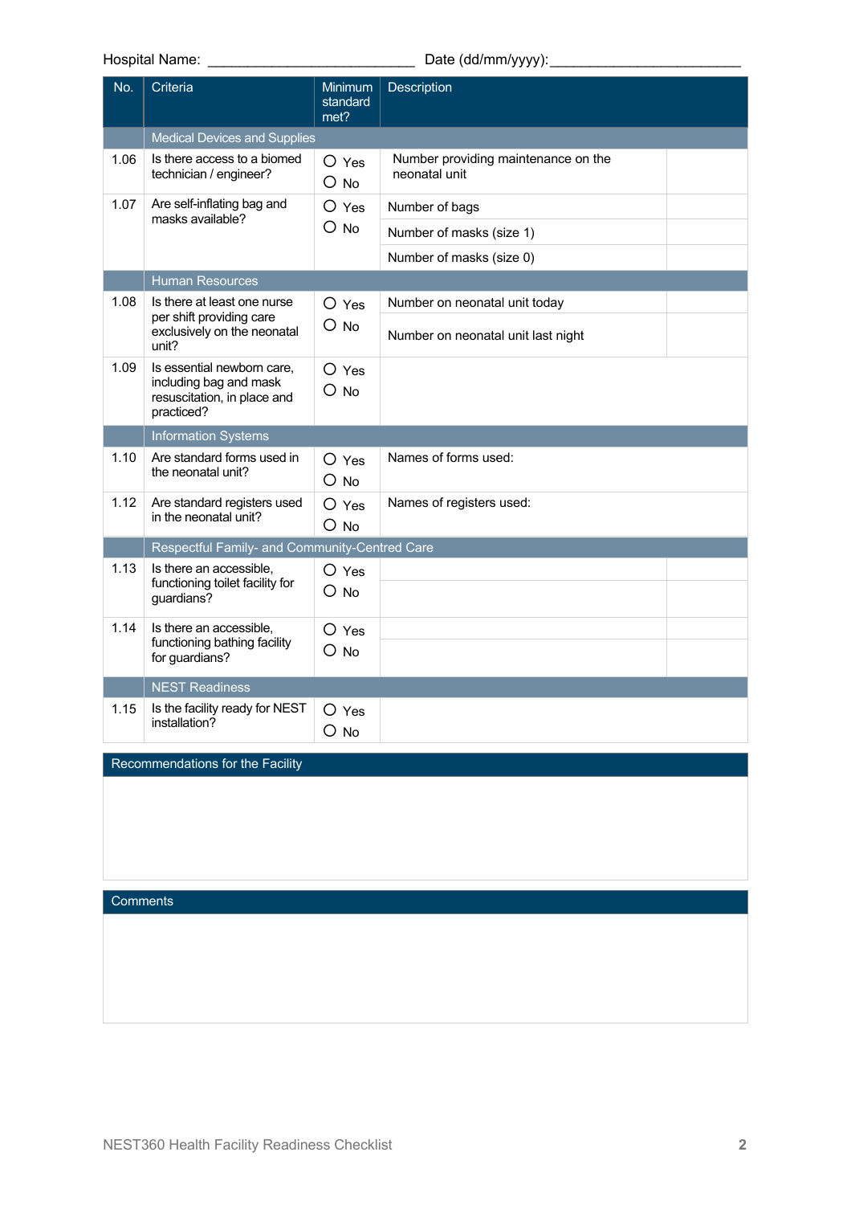Hospital Name: _________________________ Date (dd/mm/yyyy):_______________________

| No. | Criteria | Minimum standard met? | Description | |
|---|---|---|---|---|
| | Medical Devices and Supplies | | | |
| 1.06 | Is there access to a biomed technician / engineer? | ◯ Yes ◯ No | Number providing maintenance on the neonatal unit | |
| 1.07 | Are self-inflating bag and masks available? | ◯ Yes ◯ No | Number of bags | |
| | | | Number of masks (size 1) | |
| | | | Number of masks (size 0) | |
| | Human Resources | | | |
| 1.08 | Is there at least one nurse per shift providing care exclusively on the neonatal unit? | ◯ Yes ◯ No | Number on neonatal unit today | |
| | | | Number on neonatal unit last night | |
| 1.09 | Is essential newborn care, including bag and mask resuscitation, in place and practiced? | ◯ Yes ◯ No | | |
| | Information Systems | | | |
| 1.10 | Are standard forms used in the neonatal unit? | ◯ Yes ◯ No | Names of forms used: | |
| 1.12 | Are standard registers used in the neonatal unit? | ◯ Yes ◯ No | Names of registers used: | |
| | Respectful Family- and Community-Centred Care | | | |
| 1.13 | Is there an accessible, functioning toilet facility for guardians? | ◯ Yes ◯ No | | |
| 1.14 | Is there an accessible, functioning bathing facility for guardians? | ◯ Yes ◯ No | | |
| | NEST Readiness | | | |
| 1.15 | Is the facility ready for NEST installation? | ◯ Yes ◯ No | | |

## Recommendations for the Facility

## Comments